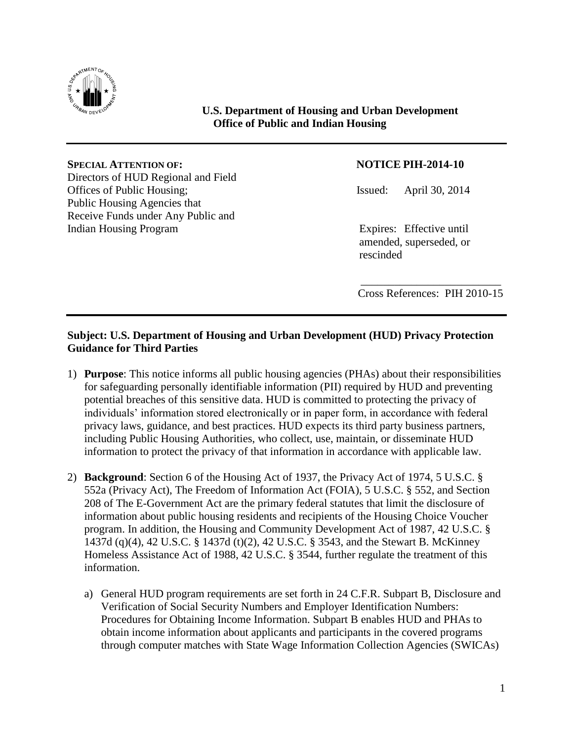**U.S. Department of Housing and Urban Development**
**Office of Public and Indian Housing**

---

**SPECIAL ATTENTION OF:**
Directors of HUD Regional and Field Offices of Public Housing; Public Housing Agencies that Receive Funds under Any Public and Indian Housing Program

**NOTICE PIH-2014-10**

Issued: April 30, 2014

Expires: Effective until amended, superseded, or rescinded

Cross References: PIH 2010-15

---

**Subject: U.S. Department of Housing and Urban Development (HUD) Privacy Protection Guidance for Third Parties**

1) **Purpose**: This notice informs all public housing agencies (PHAs) about their responsibilities for safeguarding personally identifiable information (PII) required by HUD and preventing potential breaches of this sensitive data. HUD is committed to protecting the privacy of individuals' information stored electronically or in paper form, in accordance with federal privacy laws, guidance, and best practices. HUD expects its third party business partners, including Public Housing Authorities, who collect, use, maintain, or disseminate HUD information to protect the privacy of that information in accordance with applicable law.

2) **Background**: Section 6 of the Housing Act of 1937, the Privacy Act of 1974, 5 U.S.C. § 552a (Privacy Act), The Freedom of Information Act (FOIA), 5 U.S.C. § 552, and Section 208 of The E-Government Act are the primary federal statutes that limit the disclosure of information about public housing residents and recipients of the Housing Choice Voucher program. In addition, the Housing and Community Development Act of 1987, 42 U.S.C. § 1437d (q)(4), 42 U.S.C. § 1437d (t)(2), 42 U.S.C. § 3543, and the Stewart B. McKinney Homeless Assistance Act of 1988, 42 U.S.C. § 3544, further regulate the treatment of this information.

   a) General HUD program requirements are set forth in 24 C.F.R. Subpart B, Disclosure and Verification of Social Security Numbers and Employer Identification Numbers: Procedures for Obtaining Income Information. Subpart B enables HUD and PHAs to obtain income information about applicants and participants in the covered programs through computer matches with State Wage Information Collection Agencies (SWICAs)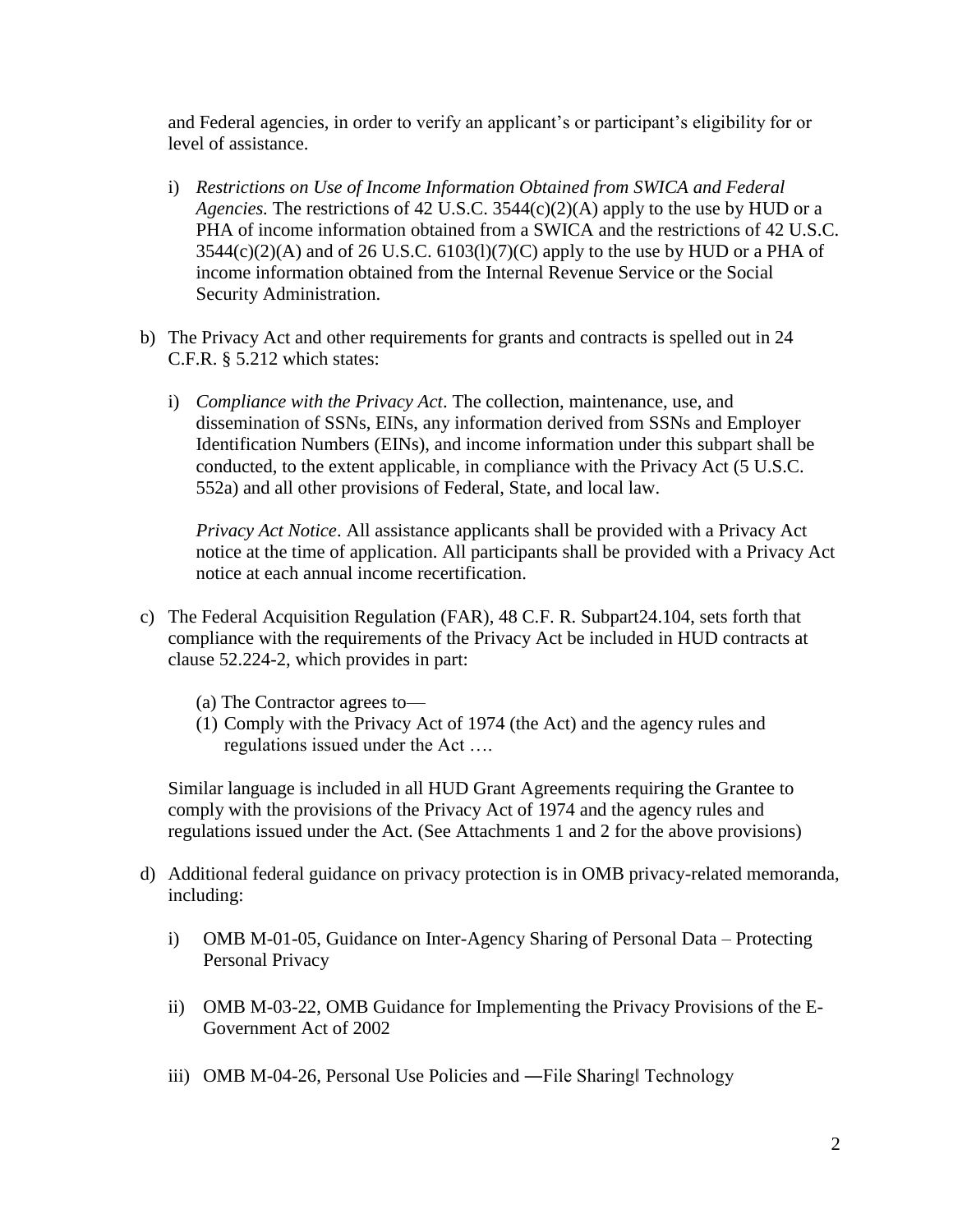and Federal agencies, in order to verify an applicant's or participant's eligibility for or level of assistance.

i) *Restrictions on Use of Income Information Obtained from SWICA and Federal Agencies.* The restrictions of 42 U.S.C. 3544(c)(2)(A) apply to the use by HUD or a PHA of income information obtained from a SWICA and the restrictions of 42 U.S.C. 3544(c)(2)(A) and of 26 U.S.C. 6103(l)(7)(C) apply to the use by HUD or a PHA of income information obtained from the Internal Revenue Service or the Social Security Administration.

b) The Privacy Act and other requirements for grants and contracts is spelled out in 24 C.F.R. § 5.212 which states:

i) *Compliance with the Privacy Act*. The collection, maintenance, use, and dissemination of SSNs, EINs, any information derived from SSNs and Employer Identification Numbers (EINs), and income information under this subpart shall be conducted, to the extent applicable, in compliance with the Privacy Act (5 U.S.C. 552a) and all other provisions of Federal, State, and local law.

*Privacy Act Notice*. All assistance applicants shall be provided with a Privacy Act notice at the time of application. All participants shall be provided with a Privacy Act notice at each annual income recertification.

c) The Federal Acquisition Regulation (FAR), 48 C.F. R. Subpart24.104, sets forth that compliance with the requirements of the Privacy Act be included in HUD contracts at clause 52.224-2, which provides in part:

(a) The Contractor agrees to—
(1) Comply with the Privacy Act of 1974 (the Act) and the agency rules and regulations issued under the Act ….

Similar language is included in all HUD Grant Agreements requiring the Grantee to comply with the provisions of the Privacy Act of 1974 and the agency rules and regulations issued under the Act. (See Attachments 1 and 2 for the above provisions)

d) Additional federal guidance on privacy protection is in OMB privacy-related memoranda, including:

i) OMB M-01-05, Guidance on Inter-Agency Sharing of Personal Data – Protecting Personal Privacy

ii) OMB M-03-22, OMB Guidance for Implementing the Privacy Provisions of the E-Government Act of 2002

iii) OMB M-04-26, Personal Use Policies and ―File Sharing‖ Technology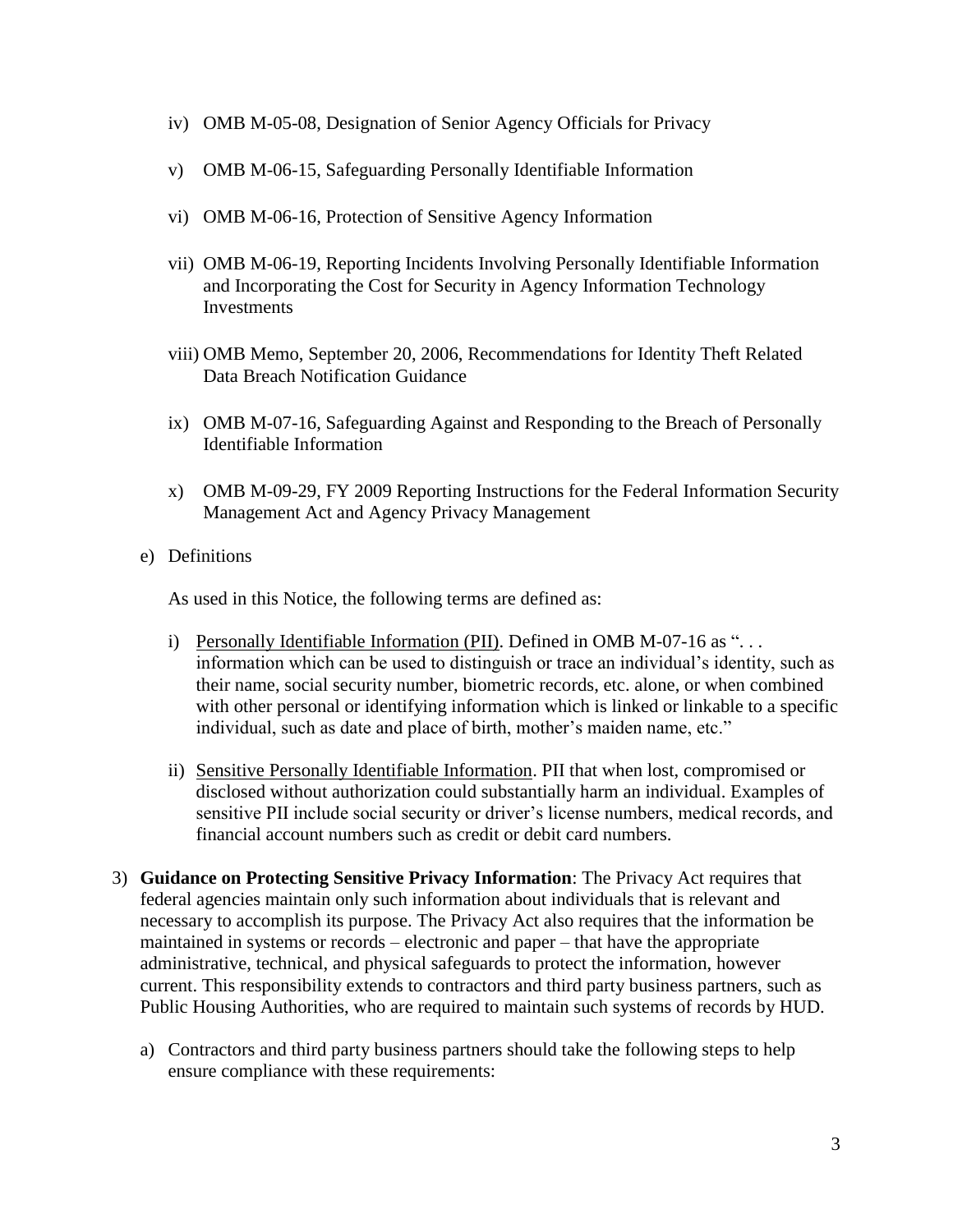iv) OMB M-05-08, Designation of Senior Agency Officials for Privacy

v) OMB M-06-15, Safeguarding Personally Identifiable Information

vi) OMB M-06-16, Protection of Sensitive Agency Information

vii) OMB M-06-19, Reporting Incidents Involving Personally Identifiable Information and Incorporating the Cost for Security in Agency Information Technology Investments

viii) OMB Memo, September 20, 2006, Recommendations for Identity Theft Related Data Breach Notification Guidance

ix) OMB M-07-16, Safeguarding Against and Responding to the Breach of Personally Identifiable Information

x) OMB M-09-29, FY 2009 Reporting Instructions for the Federal Information Security Management Act and Agency Privacy Management

e) Definitions

As used in this Notice, the following terms are defined as:

i) <u>Personally Identifiable Information (PII)</u>. Defined in OMB M-07-16 as ". . . information which can be used to distinguish or trace an individual's identity, such as their name, social security number, biometric records, etc. alone, or when combined with other personal or identifying information which is linked or linkable to a specific individual, such as date and place of birth, mother's maiden name, etc."

ii) <u>Sensitive Personally Identifiable Information</u>. PII that when lost, compromised or disclosed without authorization could substantially harm an individual. Examples of sensitive PII include social security or driver's license numbers, medical records, and financial account numbers such as credit or debit card numbers.

3) **Guidance on Protecting Sensitive Privacy Information**: The Privacy Act requires that federal agencies maintain only such information about individuals that is relevant and necessary to accomplish its purpose. The Privacy Act also requires that the information be maintained in systems or records – electronic and paper – that have the appropriate administrative, technical, and physical safeguards to protect the information, however current. This responsibility extends to contractors and third party business partners, such as Public Housing Authorities, who are required to maintain such systems of records by HUD.

a) Contractors and third party business partners should take the following steps to help ensure compliance with these requirements: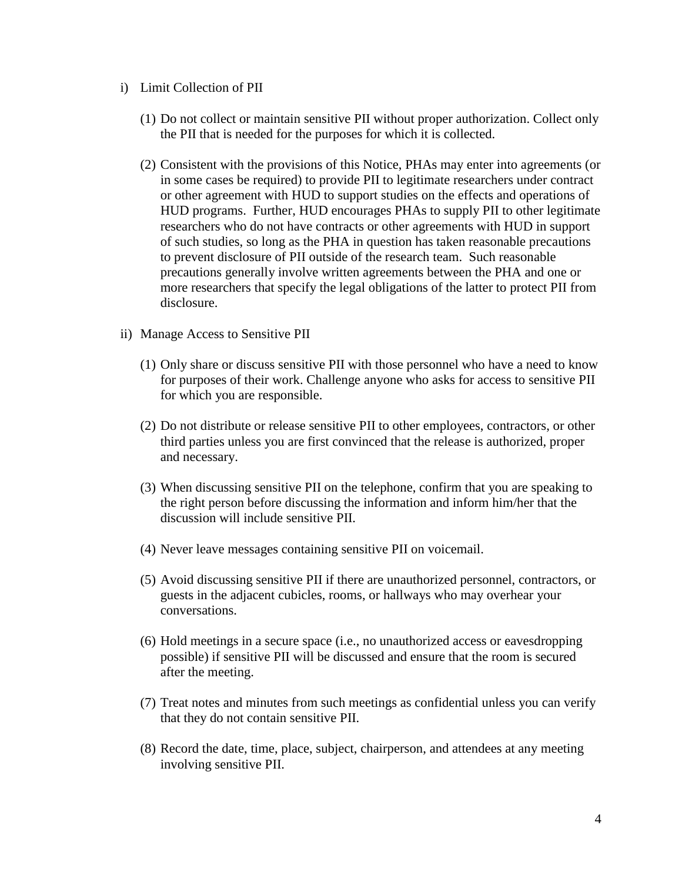i) Limit Collection of PII

   (1) Do not collect or maintain sensitive PII without proper authorization. Collect only the PII that is needed for the purposes for which it is collected.

   (2) Consistent with the provisions of this Notice, PHAs may enter into agreements (or in some cases be required) to provide PII to legitimate researchers under contract or other agreement with HUD to support studies on the effects and operations of HUD programs. Further, HUD encourages PHAs to supply PII to other legitimate researchers who do not have contracts or other agreements with HUD in support of such studies, so long as the PHA in question has taken reasonable precautions to prevent disclosure of PII outside of the research team. Such reasonable precautions generally involve written agreements between the PHA and one or more researchers that specify the legal obligations of the latter to protect PII from disclosure.

ii) Manage Access to Sensitive PII

   (1) Only share or discuss sensitive PII with those personnel who have a need to know for purposes of their work. Challenge anyone who asks for access to sensitive PII for which you are responsible.

   (2) Do not distribute or release sensitive PII to other employees, contractors, or other third parties unless you are first convinced that the release is authorized, proper and necessary.

   (3) When discussing sensitive PII on the telephone, confirm that you are speaking to the right person before discussing the information and inform him/her that the discussion will include sensitive PII.

   (4) Never leave messages containing sensitive PII on voicemail.

   (5) Avoid discussing sensitive PII if there are unauthorized personnel, contractors, or guests in the adjacent cubicles, rooms, or hallways who may overhear your conversations.

   (6) Hold meetings in a secure space (i.e., no unauthorized access or eavesdropping possible) if sensitive PII will be discussed and ensure that the room is secured after the meeting.

   (7) Treat notes and minutes from such meetings as confidential unless you can verify that they do not contain sensitive PII.

   (8) Record the date, time, place, subject, chairperson, and attendees at any meeting involving sensitive PII.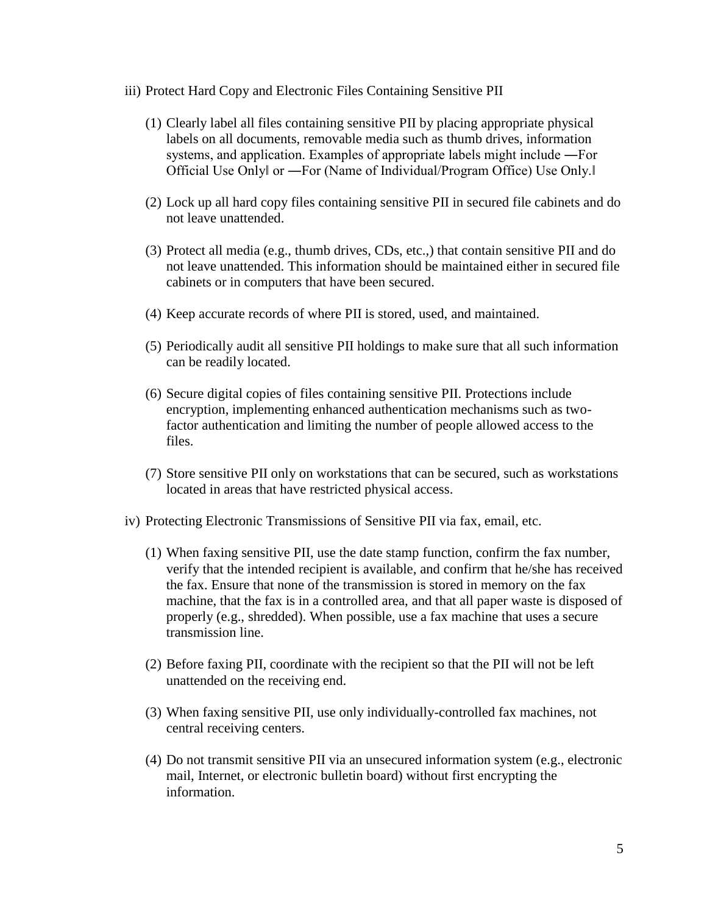iii) Protect Hard Copy and Electronic Files Containing Sensitive PII

(1) Clearly label all files containing sensitive PII by placing appropriate physical labels on all documents, removable media such as thumb drives, information systems, and application. Examples of appropriate labels might include ―For Official Use Only‖ or ―For (Name of Individual/Program Office) Use Only.‖

(2) Lock up all hard copy files containing sensitive PII in secured file cabinets and do not leave unattended.

(3) Protect all media (e.g., thumb drives, CDs, etc.,) that contain sensitive PII and do not leave unattended. This information should be maintained either in secured file cabinets or in computers that have been secured.

(4) Keep accurate records of where PII is stored, used, and maintained.

(5) Periodically audit all sensitive PII holdings to make sure that all such information can be readily located.

(6) Secure digital copies of files containing sensitive PII. Protections include encryption, implementing enhanced authentication mechanisms such as two-factor authentication and limiting the number of people allowed access to the files.

(7) Store sensitive PII only on workstations that can be secured, such as workstations located in areas that have restricted physical access.

iv) Protecting Electronic Transmissions of Sensitive PII via fax, email, etc.

(1) When faxing sensitive PII, use the date stamp function, confirm the fax number, verify that the intended recipient is available, and confirm that he/she has received the fax. Ensure that none of the transmission is stored in memory on the fax machine, that the fax is in a controlled area, and that all paper waste is disposed of properly (e.g., shredded). When possible, use a fax machine that uses a secure transmission line.

(2) Before faxing PII, coordinate with the recipient so that the PII will not be left unattended on the receiving end.

(3) When faxing sensitive PII, use only individually-controlled fax machines, not central receiving centers.

(4) Do not transmit sensitive PII via an unsecured information system (e.g., electronic mail, Internet, or electronic bulletin board) without first encrypting the information.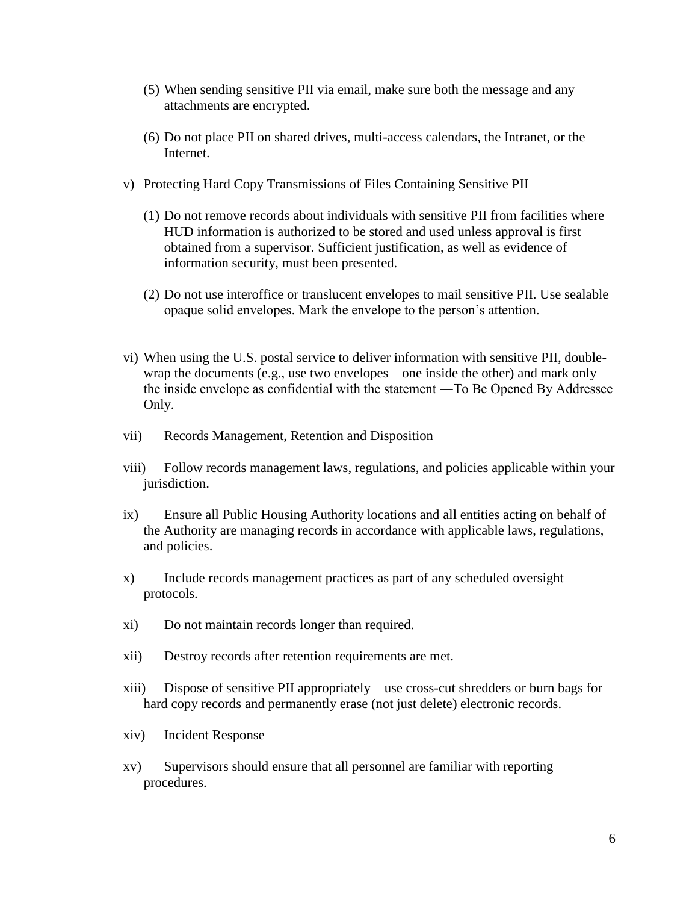(5) When sending sensitive PII via email, make sure both the message and any attachments are encrypted.

(6) Do not place PII on shared drives, multi-access calendars, the Intranet, or the Internet.

v) Protecting Hard Copy Transmissions of Files Containing Sensitive PII

(1) Do not remove records about individuals with sensitive PII from facilities where HUD information is authorized to be stored and used unless approval is first obtained from a supervisor. Sufficient justification, as well as evidence of information security, must been presented.

(2) Do not use interoffice or translucent envelopes to mail sensitive PII. Use sealable opaque solid envelopes. Mark the envelope to the person's attention.

vi) When using the U.S. postal service to deliver information with sensitive PII, double-wrap the documents (e.g., use two envelopes – one inside the other) and mark only the inside envelope as confidential with the statement ―To Be Opened By Addressee Only.

vii) Records Management, Retention and Disposition

viii) Follow records management laws, regulations, and policies applicable within your jurisdiction.

ix) Ensure all Public Housing Authority locations and all entities acting on behalf of the Authority are managing records in accordance with applicable laws, regulations, and policies.

x) Include records management practices as part of any scheduled oversight protocols.

xi) Do not maintain records longer than required.

xii) Destroy records after retention requirements are met.

xiii) Dispose of sensitive PII appropriately – use cross-cut shredders or burn bags for hard copy records and permanently erase (not just delete) electronic records.

xiv) Incident Response

xv) Supervisors should ensure that all personnel are familiar with reporting procedures.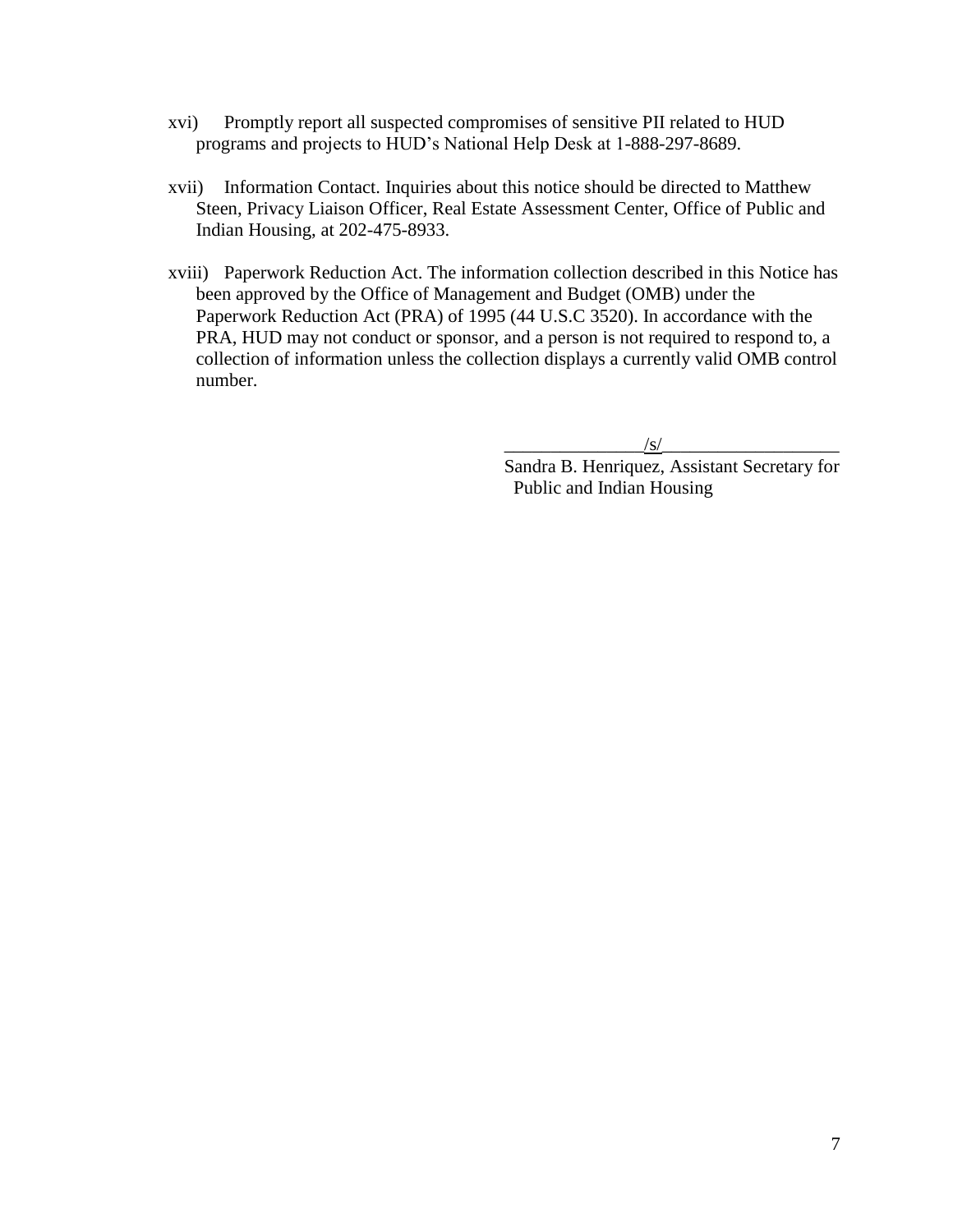xvi) Promptly report all suspected compromises of sensitive PII related to HUD programs and projects to HUD's National Help Desk at 1-888-297-8689.

xvii) Information Contact. Inquiries about this notice should be directed to Matthew Steen, Privacy Liaison Officer, Real Estate Assessment Center, Office of Public and Indian Housing, at 202-475-8933.

xviii) Paperwork Reduction Act. The information collection described in this Notice has been approved by the Office of Management and Budget (OMB) under the Paperwork Reduction Act (PRA) of 1995 (44 U.S.C 3520). In accordance with the PRA, HUD may not conduct or sponsor, and a person is not required to respond to, a collection of information unless the collection displays a currently valid OMB control number.

/s/

Sandra B. Henriquez, Assistant Secretary for Public and Indian Housing